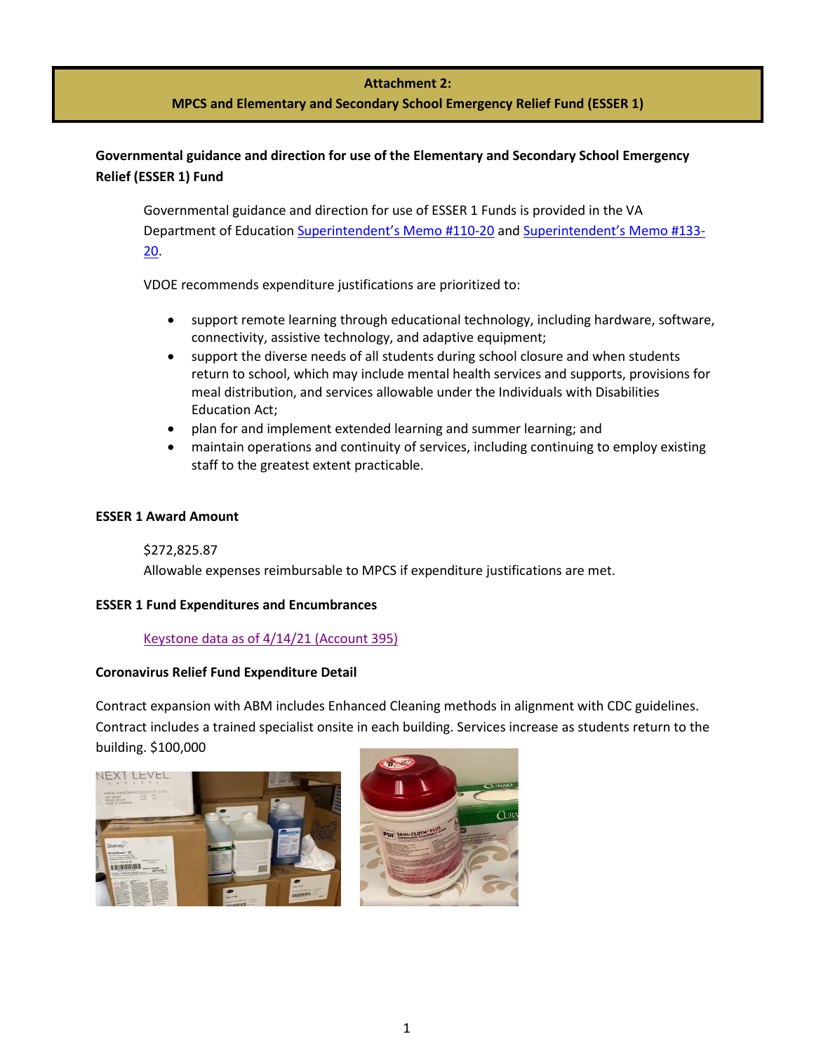**Attachment 2:**
**MPCS and Elementary and Secondary School Emergency Relief Fund (ESSER 1)**

## Governmental guidance and direction for use of the Elementary and Secondary School Emergency Relief (ESSER 1) Fund

Governmental guidance and direction for use of ESSER 1 Funds is provided in the VA Department of Education Superintendent's Memo #110-20 and Superintendent's Memo #133-20.

VDOE recommends expenditure justifications are prioritized to:

- support remote learning through educational technology, including hardware, software, connectivity, assistive technology, and adaptive equipment;
- support the diverse needs of all students during school closure and when students return to school, which may include mental health services and supports, provisions for meal distribution, and services allowable under the Individuals with Disabilities Education Act;
- plan for and implement extended learning and summer learning; and
- maintain operations and continuity of services, including continuing to employ existing staff to the greatest extent practicable.

## ESSER 1 Award Amount

$272,825.87
Allowable expenses reimbursable to MPCS if expenditure justifications are met.

## ESSER 1 Fund Expenditures and Encumbrances

Keystone data as of 4/14/21 (Account 395)

## Coronavirus Relief Fund Expenditure Detail

Contract expansion with ABM includes Enhanced Cleaning methods in alignment with CDC guidelines. Contract includes a trained specialist onsite in each building. Services increase as students return to the building. $100,000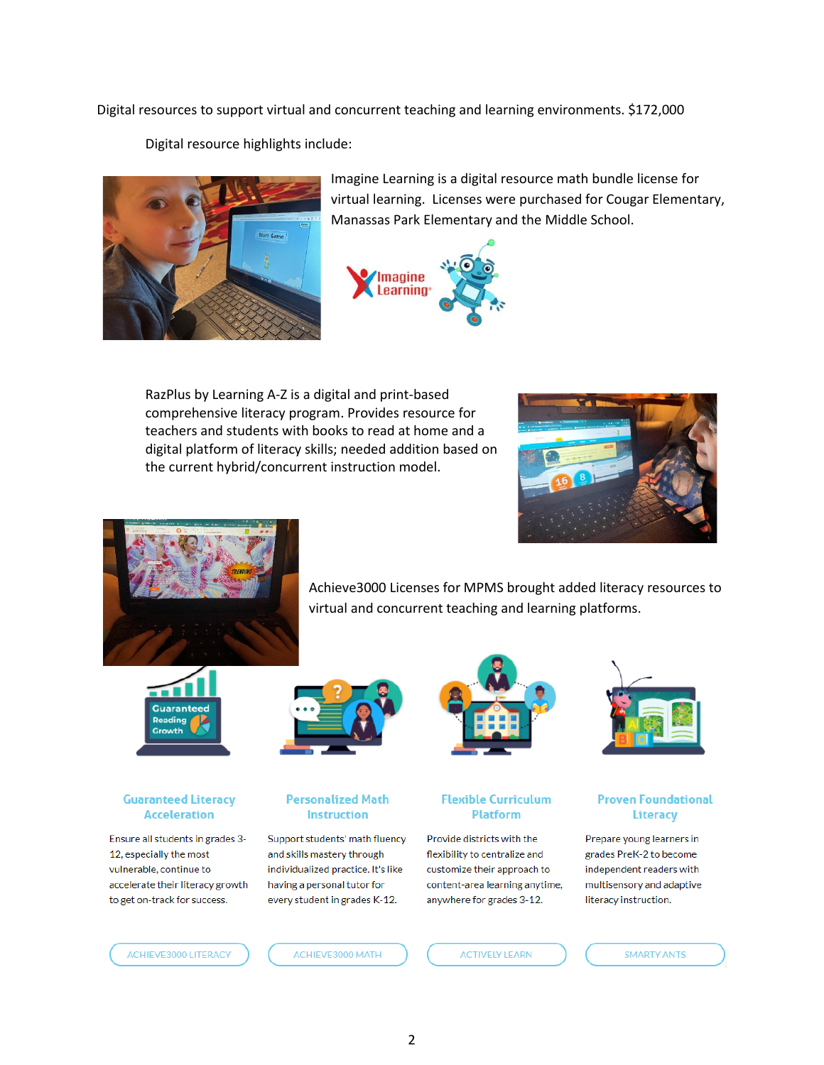Digital resources to support virtual and concurrent teaching and learning environments. $172,000

Digital resource highlights include:

Imagine Learning is a digital resource math bundle license for virtual learning. Licenses were purchased for Cougar Elementary, Manassas Park Elementary and the Middle School.

RazPlus by Learning A-Z is a digital and print-based comprehensive literacy program. Provides resource for teachers and students with books to read at home and a digital platform of literacy skills; needed addition based on the current hybrid/concurrent instruction model.

Achieve3000 Licenses for MPMS brought added literacy resources to virtual and concurrent teaching and learning platforms.

**Guaranteed Literacy Acceleration**

Ensure all students in grades 3-12, especially the most vulnerable, continue to accelerate their literacy growth to get on-track for success.

ACHIEVE3000 LITERACY

**Personalized Math Instruction**

Support students' math fluency and skills mastery through individualized practice. It's like having a personal tutor for every student in grades K-12.

ACHIEVE3000 MATH

**Flexible Curriculum Platform**

Provide districts with the flexibility to centralize and customize their approach to content-area learning anytime, anywhere for grades 3-12.

ACTIVELY LEARN

**Proven Foundational Literacy**

Prepare young learners in grades PreK-2 to become independent readers with multisensory and adaptive literacy instruction.

SMARTY ANTS